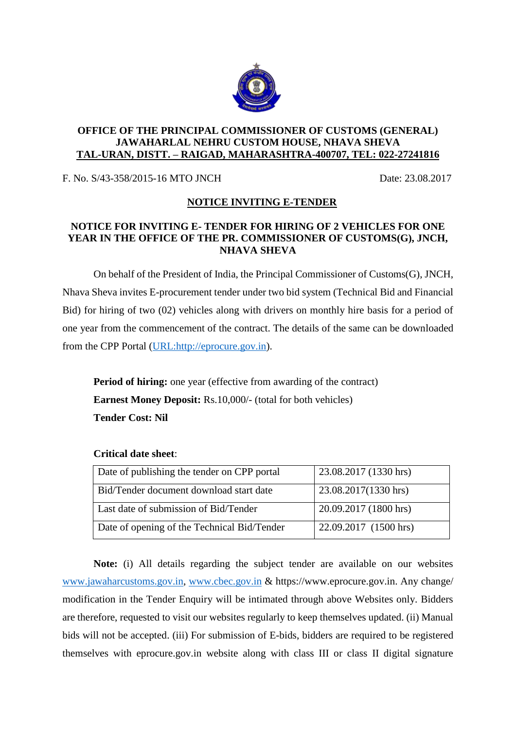**OFFICE OF THE PRINCIPAL COMMISSIONER OF CUSTOMS (GENERAL)**
**JAWAHARLAL NEHRU CUSTOM HOUSE, NHAVA SHEVA**
**TAL-URAN, DISTT. – RAIGAD, MAHARASHTRA-400707, TEL: 022-27241816**

F. No. S/43-358/2015-16 MTO JNCH                                                    Date: 23.08.2017

## NOTICE INVITING E-TENDER

### NOTICE FOR INVITING E- TENDER FOR HIRING OF 2 VEHICLES FOR ONE YEAR IN THE OFFICE OF THE PR. COMMISSIONER OF CUSTOMS(G), JNCH, NHAVA SHEVA

On behalf of the President of India, the Principal Commissioner of Customs(G), JNCH, Nhava Sheva invites E-procurement tender under two bid system (Technical Bid and Financial Bid) for hiring of two (02) vehicles along with drivers on monthly hire basis for a period of one year from the commencement of the contract. The details of the same can be downloaded from the CPP Portal (URL:http://eprocure.gov.in).

**Period of hiring:** one year (effective from awarding of the contract)
**Earnest Money Deposit:** Rs.10,000/- (total for both vehicles)
**Tender Cost: Nil**

**Critical date sheet**:

| | |
|---|---|
| Date of publishing the tender on CPP portal | 23.08.2017 (1330 hrs) |
| Bid/Tender document download start date | 23.08.2017(1330 hrs) |
| Last date of submission of Bid/Tender | 20.09.2017 (1800 hrs) |
| Date of opening of the Technical Bid/Tender | 22.09.2017 (1500 hrs) |

**Note:** (i) All details regarding the subject tender are available on our websites www.jawaharcustoms.gov.in, www.cbec.gov.in & https://www.eprocure.gov.in. Any change/ modification in the Tender Enquiry will be intimated through above Websites only. Bidders are therefore, requested to visit our websites regularly to keep themselves updated. (ii) Manual bids will not be accepted. (iii) For submission of E-bids, bidders are required to be registered themselves with eprocure.gov.in website along with class III or class II digital signature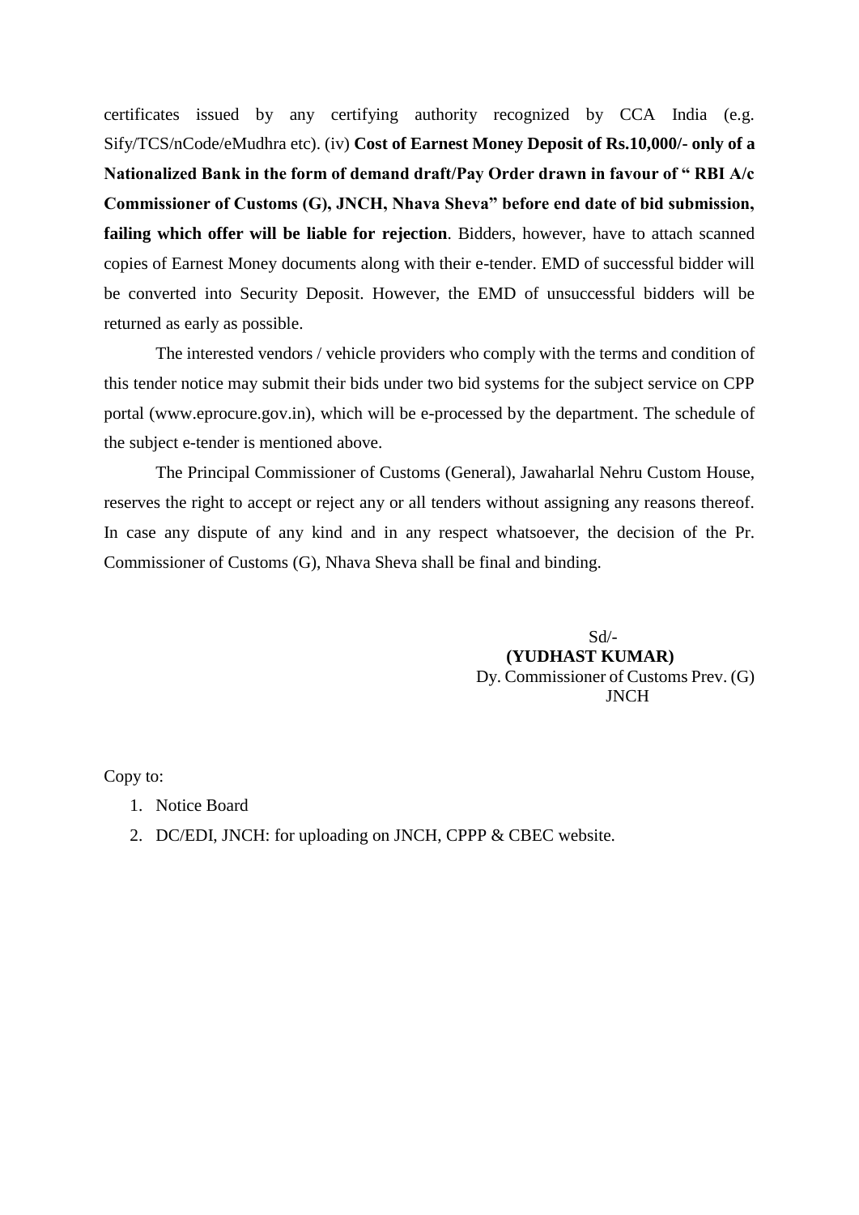certificates issued by any certifying authority recognized by CCA India (e.g. Sify/TCS/nCode/eMudhra etc). (iv) **Cost of Earnest Money Deposit of Rs.10,000/- only of a Nationalized Bank in the form of demand draft/Pay Order drawn in favour of " RBI A/c Commissioner of Customs (G), JNCH, Nhava Sheva" before end date of bid submission, failing which offer will be liable for rejection**. Bidders, however, have to attach scanned copies of Earnest Money documents along with their e-tender. EMD of successful bidder will be converted into Security Deposit. However, the EMD of unsuccessful bidders will be returned as early as possible.

The interested vendors / vehicle providers who comply with the terms and condition of this tender notice may submit their bids under two bid systems for the subject service on CPP portal (www.eprocure.gov.in), which will be e-processed by the department. The schedule of the subject e-tender is mentioned above.

The Principal Commissioner of Customs (General), Jawaharlal Nehru Custom House, reserves the right to accept or reject any or all tenders without assigning any reasons thereof. In case any dispute of any kind and in any respect whatsoever, the decision of the Pr. Commissioner of Customs (G), Nhava Sheva shall be final and binding.

Sd/-
**(YUDHAST KUMAR)**
Dy. Commissioner of Customs Prev. (G)
JNCH

Copy to:

1. Notice Board
2. DC/EDI, JNCH: for uploading on JNCH, CPPP & CBEC website.